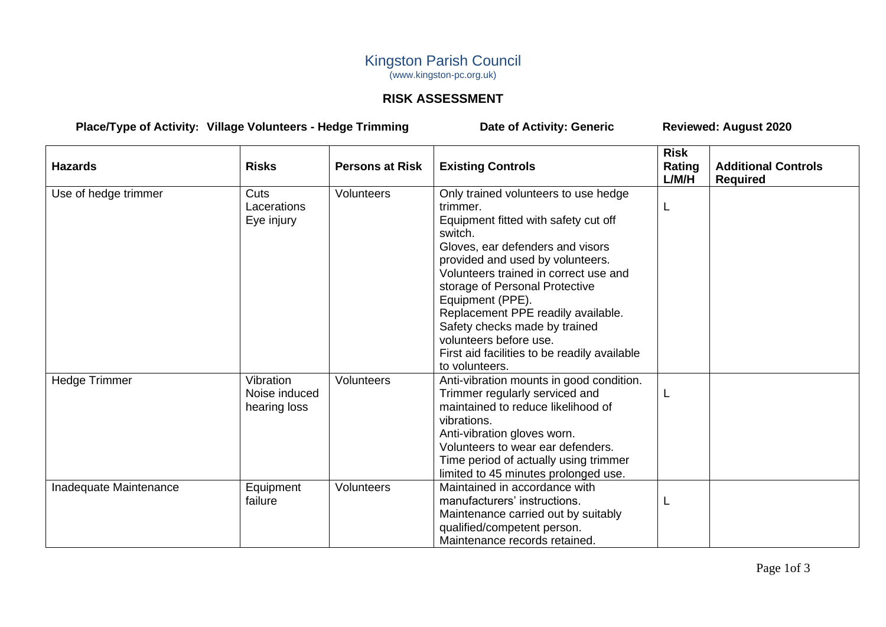# Kingston Parish Council

(www.kingston-pc.org.uk)

## RISK ASSESSMENT

**Place/Type of Activity: Village Volunteers - Hedge Trimming** **Date of Activity: Generic** **Reviewed: August 2020**

| Hazards | Risks | Persons at Risk | Existing Controls | Risk Rating L/M/H | Additional Controls Required |
|---|---|---|---|---|---|
| Use of hedge trimmer | Cuts<br>Lacerations<br>Eye injury | Volunteers | Only trained volunteers to use hedge trimmer.<br>Equipment fitted with safety cut off switch.<br>Gloves, ear defenders and visors provided and used by volunteers.<br>Volunteers trained in correct use and storage of Personal Protective Equipment (PPE).<br>Replacement PPE readily available.<br>Safety checks made by trained volunteers before use.<br>First aid facilities to be readily available to volunteers. | L | |
| Hedge Trimmer | Vibration<br>Noise induced hearing loss | Volunteers | Anti-vibration mounts in good condition.<br>Trimmer regularly serviced and maintained to reduce likelihood of vibrations.<br>Anti-vibration gloves worn.<br>Volunteers to wear ear defenders.<br>Time period of actually using trimmer limited to 45 minutes prolonged use. | L | |
| Inadequate Maintenance | Equipment failure | Volunteers | Maintained in accordance with manufacturers' instructions.<br>Maintenance carried out by suitably qualified/competent person.<br>Maintenance records retained. | L | |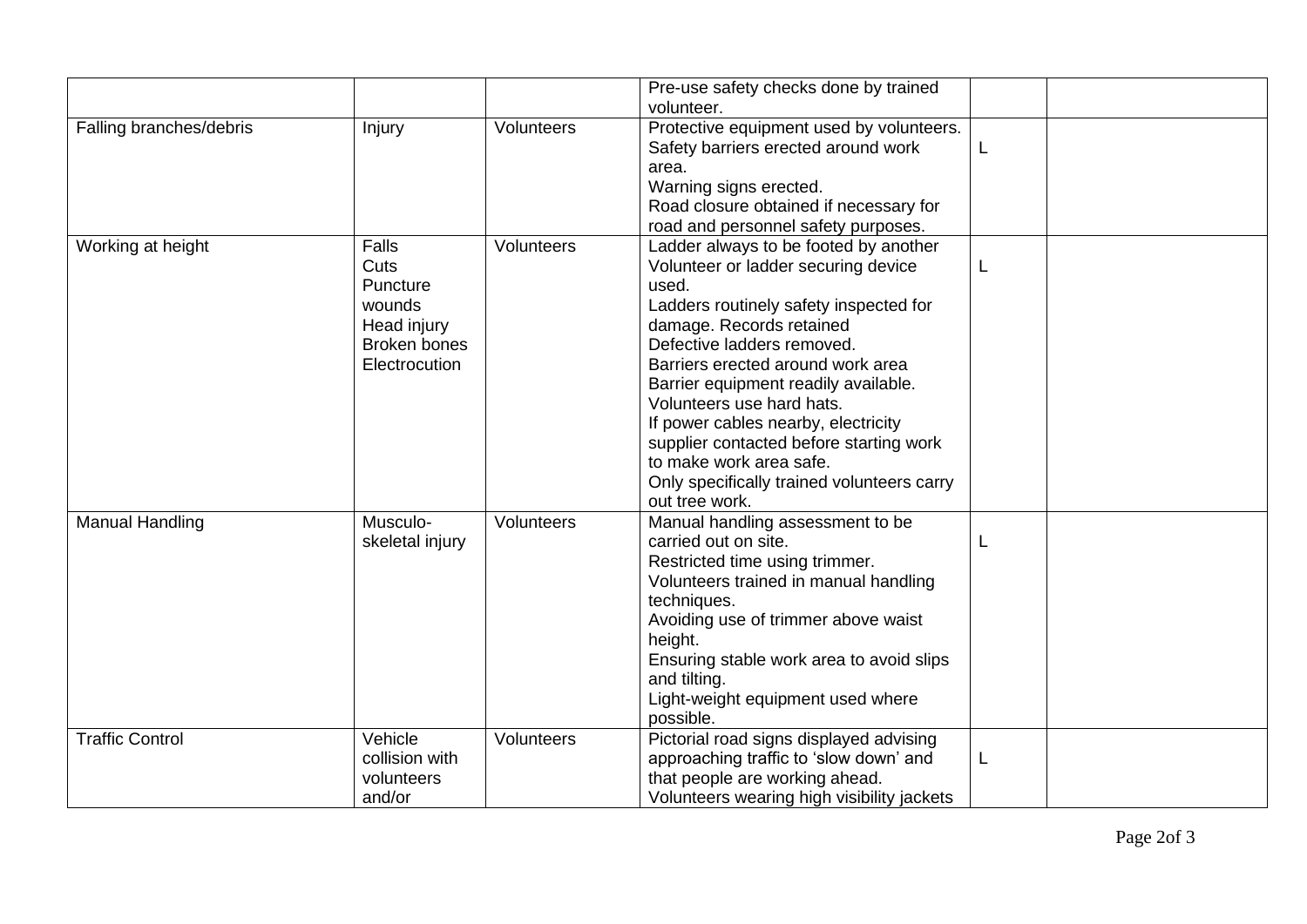| | | | | | |
|---|---|---|---|---|---|
| | | | Pre-use safety checks done by trained volunteer. | | |
| Falling branches/debris | Injury | Volunteers | Protective equipment used by volunteers.<br>Safety barriers erected around work area.<br>Warning signs erected.<br>Road closure obtained if necessary for road and personnel safety purposes. | L | |
| Working at height | Falls<br>Cuts<br>Puncture wounds<br>Head injury<br>Broken bones<br>Electrocution | Volunteers | Ladder always to be footed by another Volunteer or ladder securing device used.<br>Ladders routinely safety inspected for damage. Records retained<br>Defective ladders removed.<br>Barriers erected around work area<br>Barrier equipment readily available.<br>Volunteers use hard hats.<br>If power cables nearby, electricity supplier contacted before starting work to make work area safe.<br>Only specifically trained volunteers carry out tree work. | L | |
| Manual Handling | Musculo-skeletal injury | Volunteers | Manual handling assessment to be carried out on site.<br>Restricted time using trimmer.<br>Volunteers trained in manual handling techniques.<br>Avoiding use of trimmer above waist height.<br>Ensuring stable work area to avoid slips and tilting.<br>Light-weight equipment used where possible. | L | |
| Traffic Control | Vehicle collision with volunteers and/or | Volunteers | Pictorial road signs displayed advising approaching traffic to 'slow down' and that people are working ahead.<br>Volunteers wearing high visibility jackets | L | |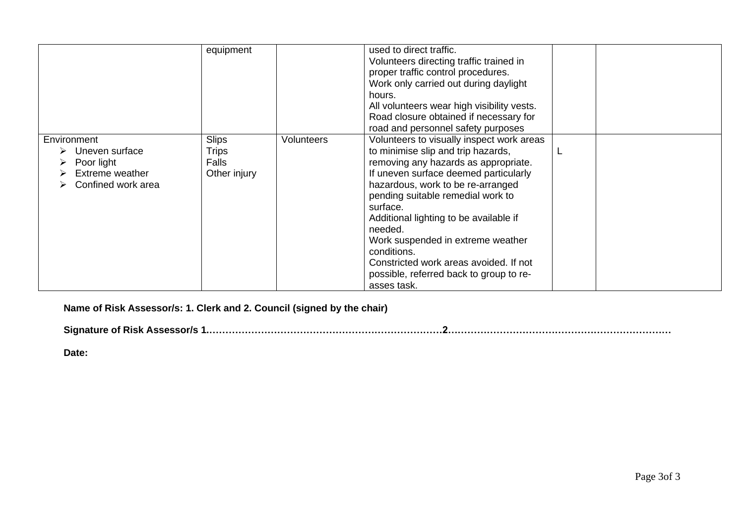| | | | | | |
|---|---|---|---|---|---|
| | equipment | | used to direct traffic.<br>Volunteers directing traffic trained in proper traffic control procedures.<br>Work only carried out during daylight hours.<br>All volunteers wear high visibility vests.<br>Road closure obtained if necessary for road and personnel safety purposes | | |
| Environment<br>➢ Uneven surface<br>➢ Poor light<br>➢ Extreme weather<br>➢ Confined work area | Slips<br>Trips<br>Falls<br>Other injury | Volunteers | Volunteers to visually inspect work areas to minimise slip and trip hazards, removing any hazards as appropriate.<br>If uneven surface deemed particularly hazardous, work to be re-arranged pending suitable remedial work to surface.<br>Additional lighting to be available if needed.<br>Work suspended in extreme weather conditions.<br>Constricted work areas avoided. If not possible, referred back to group to re-asses task. | L | |

**Name of Risk Assessor/s: 1. Clerk and 2. Council (signed by the chair)**

**Signature of Risk Assessor/s 1.………………………………………………………………2……………………………………………………………**

**Date:**